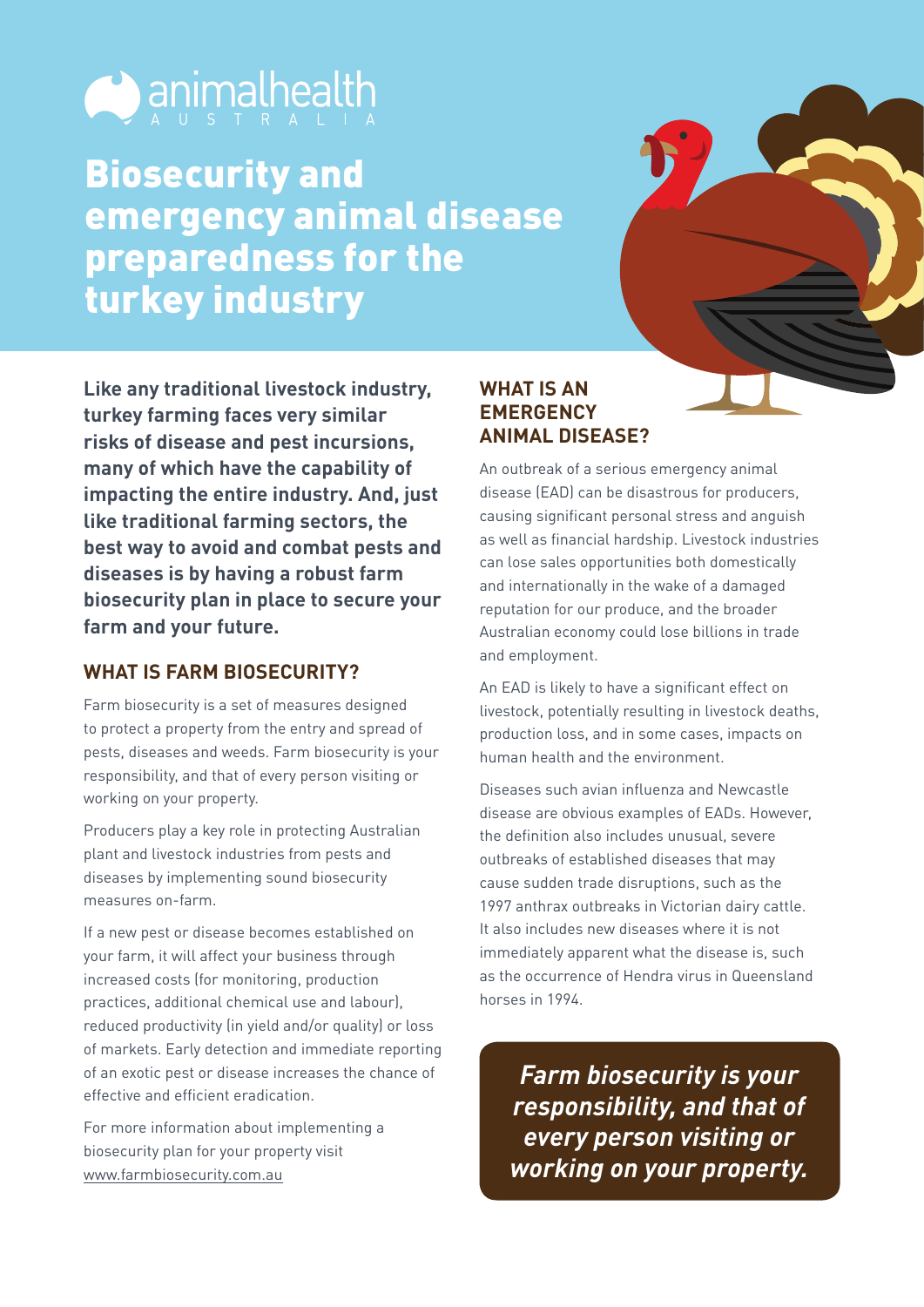animalhealth AUSTRALIA

# Biosecurity and emergency animal disease preparedness for the turkey industry

**Like any traditional livestock industry, turkey farming faces very similar risks of disease and pest incursions, many of which have the capability of impacting the entire industry. And, just like traditional farming sectors, the best way to avoid and combat pests and diseases is by having a robust farm biosecurity plan in place to secure your farm and your future.**

## WHAT IS FARM BIOSECURITY?

Farm biosecurity is a set of measures designed to protect a property from the entry and spread of pests, diseases and weeds. Farm biosecurity is your responsibility, and that of every person visiting or working on your property.

Producers play a key role in protecting Australian plant and livestock industries from pests and diseases by implementing sound biosecurity measures on-farm.

If a new pest or disease becomes established on your farm, it will affect your business through increased costs (for monitoring, production practices, additional chemical use and labour), reduced productivity (in yield and/or quality) or loss of markets. Early detection and immediate reporting of an exotic pest or disease increases the chance of effective and efficient eradication.

For more information about implementing a biosecurity plan for your property visit www.farmbiosecurity.com.au

## WHAT IS AN EMERGENCY ANIMAL DISEASE?

An outbreak of a serious emergency animal disease (EAD) can be disastrous for producers, causing significant personal stress and anguish as well as financial hardship. Livestock industries can lose sales opportunities both domestically and internationally in the wake of a damaged reputation for our produce, and the broader Australian economy could lose billions in trade and employment.

An EAD is likely to have a significant effect on livestock, potentially resulting in livestock deaths, production loss, and in some cases, impacts on human health and the environment.

Diseases such avian influenza and Newcastle disease are obvious examples of EADs. However, the definition also includes unusual, severe outbreaks of established diseases that may cause sudden trade disruptions, such as the 1997 anthrax outbreaks in Victorian dairy cattle. It also includes new diseases where it is not immediately apparent what the disease is, such as the occurrence of Hendra virus in Queensland horses in 1994.

***Farm biosecurity is your responsibility, and that of every person visiting or working on your property.***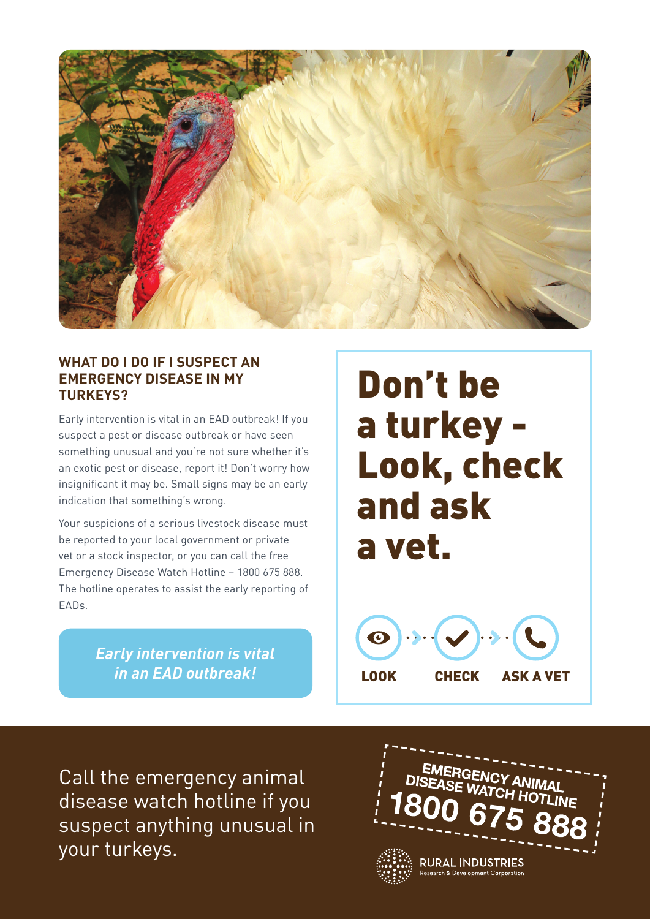## WHAT DO I DO IF I SUSPECT AN EMERGENCY DISEASE IN MY TURKEYS?

Early intervention is vital in an EAD outbreak! If you suspect a pest or disease outbreak or have seen something unusual and you're not sure whether it's an exotic pest or disease, report it! Don't worry how insignificant it may be. Small signs may be an early indication that something's wrong.

Your suspicions of a serious livestock disease must be reported to your local government or private vet or a stock inspector, or you can call the free Emergency Disease Watch Hotline – 1800 675 888. The hotline operates to assist the early reporting of EADs.

***Early intervention is vital in an EAD outbreak!***

# Don't be a turkey - Look, check and ask a vet.

LOOK · CHECK · ASK A VET

Call the emergency animal disease watch hotline if you suspect anything unusual in your turkeys.

**EMERGENCY ANIMAL DISEASE WATCH HOTLINE**
**1800 675 888**

RURAL INDUSTRIES
Research & Development Corporation